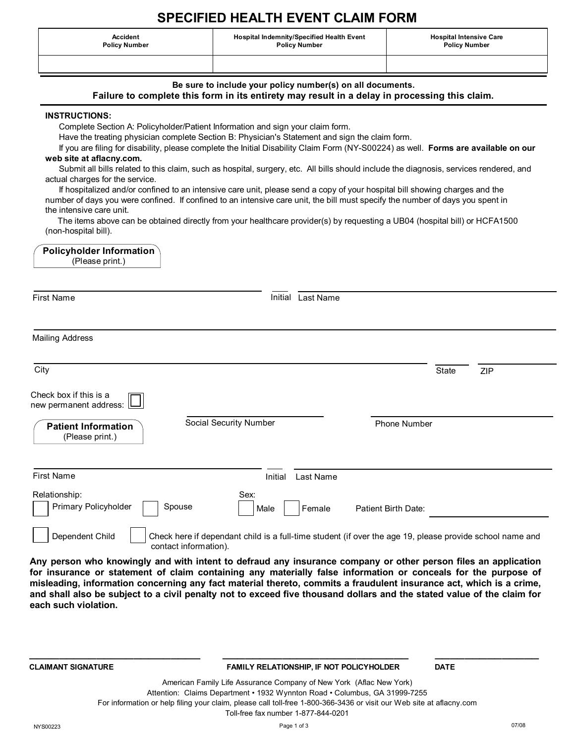# SPECIFIED HEALTH EVENT CLAIM FORM

| Accident Policy Number | Hospital Indemnity/Specified Health Event Policy Number | Hospital Intensive Care Policy Number |
|---|---|---|
| | | |

**Be sure to include your policy number(s) on all documents.**
**Failure to complete this form in its entirety may result in a delay in processing this claim.**

**INSTRUCTIONS:**

Complete Section A: Policyholder/Patient Information and sign your claim form.

Have the treating physician complete Section B: Physician's Statement and sign the claim form.

If you are filing for disability, please complete the Initial Disability Claim Form (NY-S00224) as well. **Forms are available on our web site at aflacny.com.**

Submit all bills related to this claim, such as hospital, surgery, etc. All bills should include the diagnosis, services rendered, and actual charges for the service.

If hospitalized and/or confined to an intensive care unit, please send a copy of your hospital bill showing charges and the number of days you were confined. If confined to an intensive care unit, the bill must specify the number of days you spent in the intensive care unit.

The items above can be obtained directly from your healthcare provider(s) by requesting a UB04 (hospital bill) or HCFA1500 (non-hospital bill).

## Policyholder Information
(Please print.)

First Name ______________________ Initial ____ Last Name ______________________

Mailing Address ______________________

City ______________________ State ______ ZIP ______

Check box if this is a new permanent address: ☐

Social Security Number ______________________ Phone Number ______________________

## Patient Information
(Please print.)

First Name ______________________ Initial ____ Last Name ______________________

Relationship:
☐ Primary Policyholder ☐ Spouse

Sex:
☐ Male ☐ Female

Patient Birth Date: ______________________

☐ Dependent Child ☐ Check here if dependant child is a full-time student (if over the age 19, please provide school name and contact information).

**Any person who knowingly and with intent to defraud any insurance company or other person files an application for insurance or statement of claim containing any materially false information or conceals for the purpose of misleading, information concerning any fact material thereto, commits a fraudulent insurance act, which is a crime, and shall also be subject to a civil penalty not to exceed five thousand dollars and the stated value of the claim for each such violation.**

______________________ ______________________ ______________________

**CLAIMANT SIGNATURE** **FAMILY RELATIONSHIP, IF NOT POLICYHOLDER** **DATE**

American Family Life Assurance Company of New York (Aflac New York)
Attention: Claims Department • 1932 Wynnton Road • Columbus, GA 31999-7255
For information or help filing your claim, please call toll-free 1-800-366-3436 or visit our Web site at aflacny.com
Toll-free fax number 1-877-844-0201

NYS00223 07/08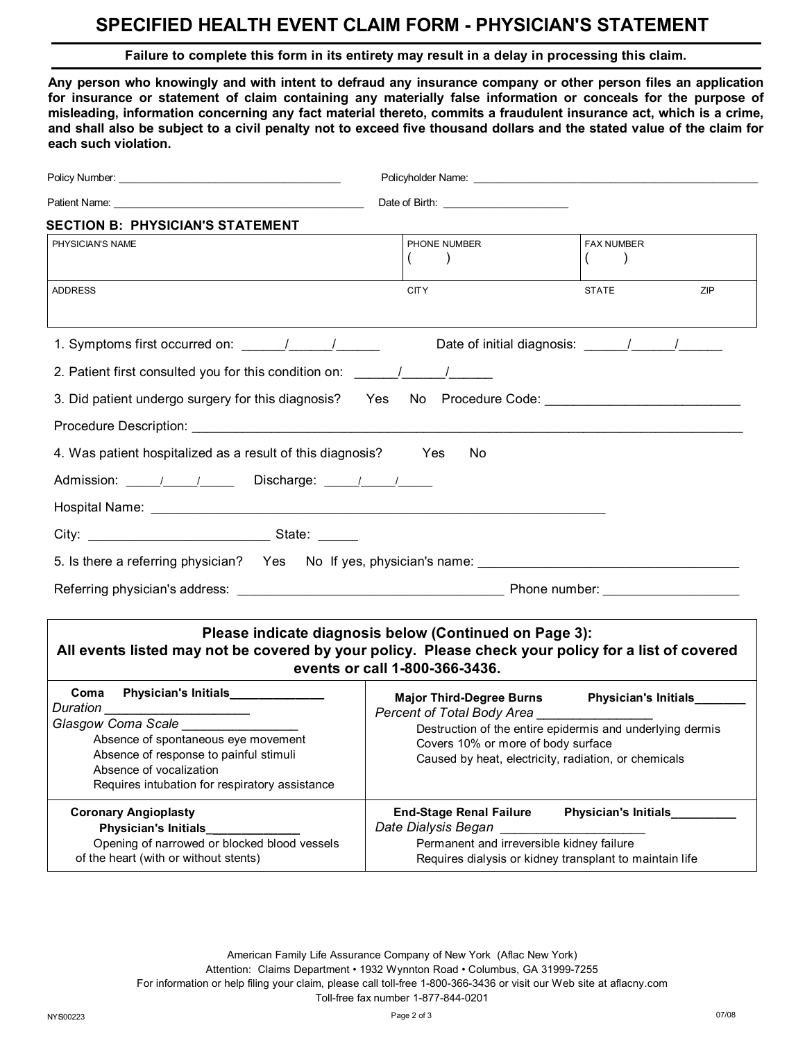# SPECIFIED HEALTH EVENT CLAIM FORM - PHYSICIAN'S STATEMENT

**Failure to complete this form in its entirety may result in a delay in processing this claim.**

**Any person who knowingly and with intent to defraud any insurance company or other person files an application for insurance or statement of claim containing any materially false information or conceals for the purpose of misleading, information concerning any fact material thereto, commits a fraudulent insurance act, which is a crime, and shall also be subject to a civil penalty not to exceed five thousand dollars and the stated value of the claim for each such violation.**

Policy Number: ____________________________________ Policyholder Name: ______________________________________________

Patient Name: ________________________________________ Date of Birth: ____________________

## SECTION B: PHYSICIAN'S STATEMENT

| PHYSICIAN'S NAME | PHONE NUMBER | FAX NUMBER | |
|---|---|---|---|
| | ( ) | ( ) | |
| **ADDRESS** | **CITY** | **STATE** | **ZIP** |
| | | | |

1. Symptoms first occurred on: ______/______/______ Date of initial diagnosis: ______/______/______

2. Patient first consulted you for this condition on: ______/______/______

3. Did patient undergo surgery for this diagnosis? Yes No Procedure Code: __________________________

Procedure Description: ________________________________________________________________________________

4. Was patient hospitalized as a result of this diagnosis? Yes No

Admission: _____/_____/_____ Discharge: _____/_____/_____

Hospital Name: ______________________________________________________________

City: ________________________ State: ______

5. Is there a referring physician? Yes No If yes, physician's name: ____________________________________

Referring physician's address: ____________________________________ Phone number: __________________

**Please indicate diagnosis below (Continued on Page 3):**
**All events listed may not be covered by your policy. Please check your policy for a list of covered events or call 1-800-366-3436.**

| | |
|---|---|
| **Coma** **Physician's Initials**______________<br>*Duration* ____________________<br>*Glasgow Coma Scale* ________________<br>Absence of spontaneous eye movement<br>Absence of response to painful stimuli<br>Absence of vocalization<br>Requires intubation for respiratory assistance | **Major Third-Degree Burns** **Physician's Initials**_______<br>*Percent of Total Body Area* ________________<br>Destruction of the entire epidermis and underlying dermis<br>Covers 10% or more of body surface<br>Caused by heat, electricity, radiation, or chemicals |
| **Coronary Angioplasty**<br>**Physician's Initials**______________<br>Opening of narrowed or blocked blood vessels of the heart (with or without stents) | **End-Stage Renal Failure** **Physician's Initials**_________<br>*Date Dialysis Began* ____________________<br>Permanent and irreversible kidney failure<br>Requires dialysis or kidney transplant to maintain life |

American Family Life Assurance Company of New York (Aflac New York)
Attention: Claims Department • 1932 Wynnton Road • Columbus, GA 31999-7255
For information or help filing your claim, please call toll-free 1-800-366-3436 or visit our Web site at aflacny.com
Toll-free fax number 1-877-844-0201

NYS00223 07/08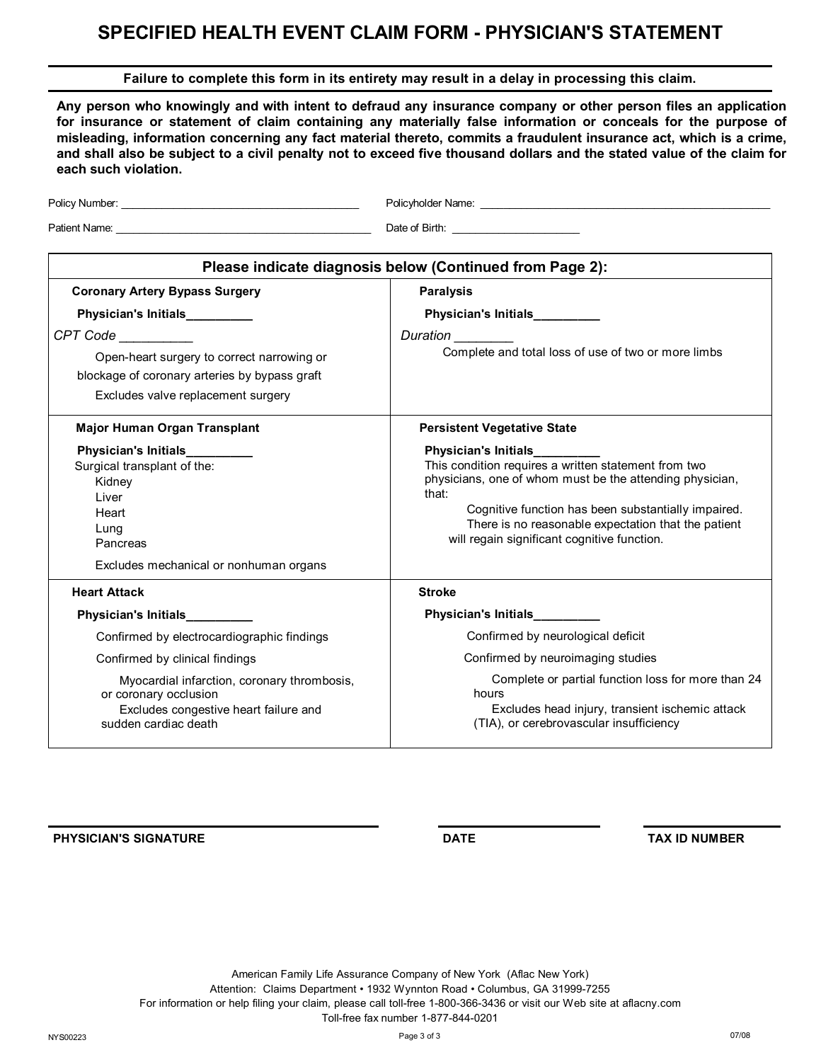# SPECIFIED HEALTH EVENT CLAIM FORM - PHYSICIAN'S STATEMENT

**Failure to complete this form in its entirety may result in a delay in processing this claim.**

**Any person who knowingly and with intent to defraud any insurance company or other person files an application for insurance or statement of claim containing any materially false information or conceals for the purpose of misleading, information concerning any fact material thereto, commits a fraudulent insurance act, which is a crime, and shall also be subject to a civil penalty not to exceed five thousand dollars and the stated value of the claim for each such violation.**

Policy Number: ________________________________________ Policyholder Name: ________________________________________________

Patient Name: ____________________________________________ Date of Birth: _____________________

## Please indicate diagnosis below (Continued from Page 2):

| | |
|---|---|
| **Coronary Artery Bypass Surgery**<br><br>**Physician's Initials_________**<br><br>*CPT Code* __________<br><br>Open-heart surgery to correct narrowing or blockage of coronary arteries by bypass graft<br><br>Excludes valve replacement surgery | **Paralysis**<br><br>**Physician's Initials_________**<br><br>*Duration* ________<br><br>Complete and total loss of use of two or more limbs |
| **Major Human Organ Transplant**<br><br>**Physician's Initials_________**<br><br>Surgical transplant of the:<br>Kidney<br>Liver<br>Heart<br>Lung<br>Pancreas<br><br>Excludes mechanical or nonhuman organs | **Persistent Vegetative State**<br><br>**Physician's Initials_________**<br><br>This condition requires a written statement from two physicians, one of whom must be the attending physician, that:<br>Cognitive function has been substantially impaired.<br>There is no reasonable expectation that the patient will regain significant cognitive function. |
| **Heart Attack**<br><br>**Physician's Initials_________**<br><br>Confirmed by electrocardiographic findings<br><br>Confirmed by clinical findings<br><br>Myocardial infarction, coronary thrombosis, or coronary occlusion<br>Excludes congestive heart failure and sudden cardiac death | **Stroke**<br><br>**Physician's Initials_________**<br><br>Confirmed by neurological deficit<br><br>Confirmed by neuroimaging studies<br><br>Complete or partial function loss for more than 24 hours<br>Excludes head injury, transient ischemic attack (TIA), or cerebrovascular insufficiency |

______________________________ ______________ ______________

**PHYSICIAN'S SIGNATURE** **DATE** **TAX ID NUMBER**

American Family Life Assurance Company of New York (Aflac New York)
Attention: Claims Department • 1932 Wynnton Road • Columbus, GA 31999-7255
For information or help filing your claim, please call toll-free 1-800-366-3436 or visit our Web site at aflacny.com
Toll-free fax number 1-877-844-0201

NYS00223 07/08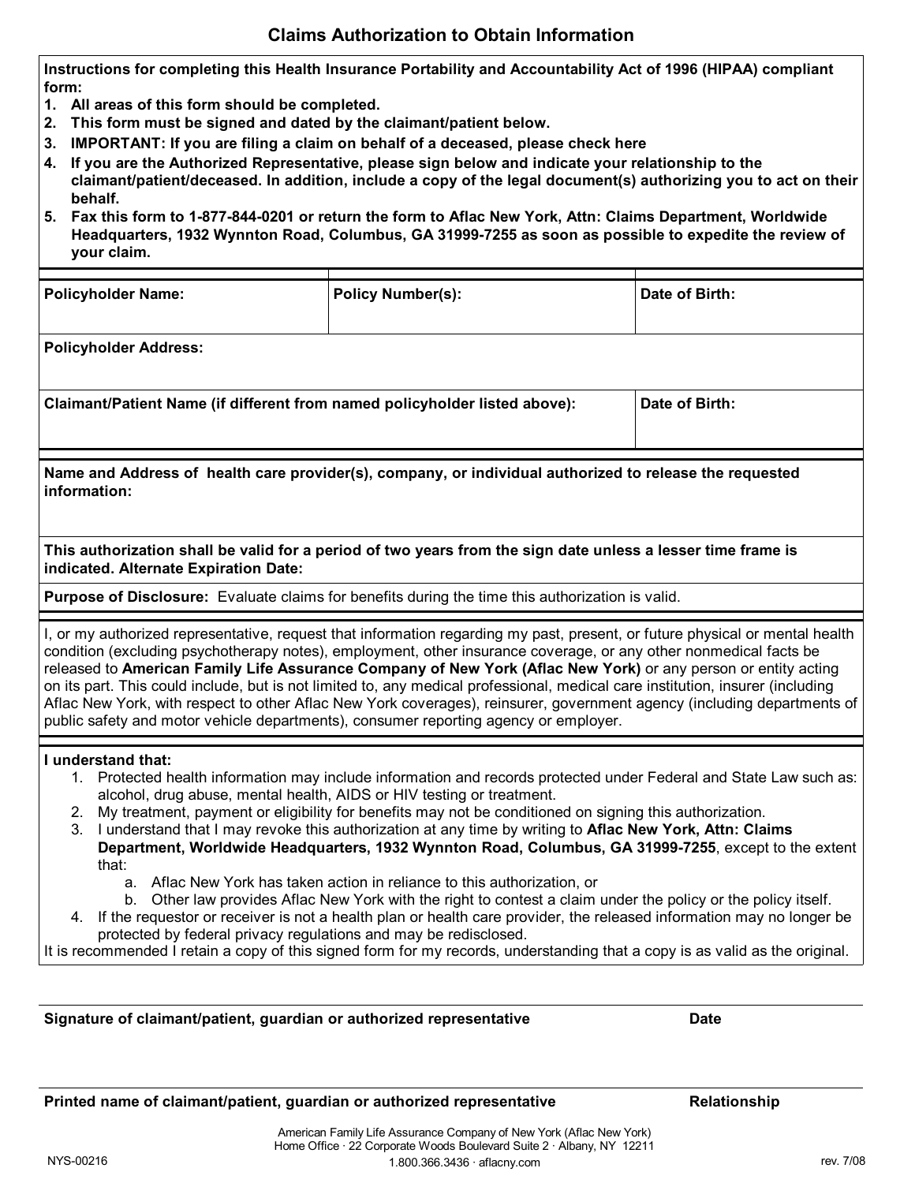# Claims Authorization to Obtain Information

**Instructions for completing this Health Insurance Portability and Accountability Act of 1996 (HIPAA) compliant form:**

1. **All areas of this form should be completed.**
2. **This form must be signed and dated by the claimant/patient below.**
3. **IMPORTANT: If you are filing a claim on behalf of a deceased, please check here**
4. **If you are the Authorized Representative, please sign below and indicate your relationship to the claimant/patient/deceased. In addition, include a copy of the legal document(s) authorizing you to act on their behalf.**
5. **Fax this form to 1-877-844-0201 or return the form to Aflac New York, Attn: Claims Department, Worldwide Headquarters, 1932 Wynnton Road, Columbus, GA 31999-7255 as soon as possible to expedite the review of your claim.**

| **Policyholder Name:** | **Policy Number(s):** | **Date of Birth:** |
|---|---|---|
| | | |

**Policyholder Address:**

| **Claimant/Patient Name (if different from named policyholder listed above):** | **Date of Birth:** |
|---|---|
| | |

**Name and Address of health care provider(s), company, or individual authorized to release the requested information:**

**This authorization shall be valid for a period of two years from the sign date unless a lesser time frame is indicated. Alternate Expiration Date:**

**Purpose of Disclosure:** Evaluate claims for benefits during the time this authorization is valid.

I, or my authorized representative, request that information regarding my past, present, or future physical or mental health condition (excluding psychotherapy notes), employment, other insurance coverage, or any other nonmedical facts be released to **American Family Life Assurance Company of New York (Aflac New York)** or any person or entity acting on its part. This could include, but is not limited to, any medical professional, medical care institution, insurer (including Aflac New York, with respect to other Aflac New York coverages), reinsurer, government agency (including departments of public safety and motor vehicle departments), consumer reporting agency or employer.

**I understand that:**

1. Protected health information may include information and records protected under Federal and State Law such as: alcohol, drug abuse, mental health, AIDS or HIV testing or treatment.
2. My treatment, payment or eligibility for benefits may not be conditioned on signing this authorization.
3. I understand that I may revoke this authorization at any time by writing to **Aflac New York, Attn: Claims Department, Worldwide Headquarters, 1932 Wynnton Road, Columbus, GA 31999-7255**, except to the extent that:
   a. Aflac New York has taken action in reliance to this authorization, or
   b. Other law provides Aflac New York with the right to contest a claim under the policy or the policy itself.
4. If the requestor or receiver is not a health plan or health care provider, the released information may no longer be protected by federal privacy regulations and may be redisclosed.

It is recommended I retain a copy of this signed form for my records, understanding that a copy is as valid as the original.

**Signature of claimant/patient, guardian or authorized representative** **Date**

**Printed name of claimant/patient, guardian or authorized representative** **Relationship**

American Family Life Assurance Company of New York (Aflac New York)
Home Office · 22 Corporate Woods Boulevard Suite 2 · Albany, NY 12211
1.800.366.3436 · aflacny.com

NYS-00216 rev. 7/08